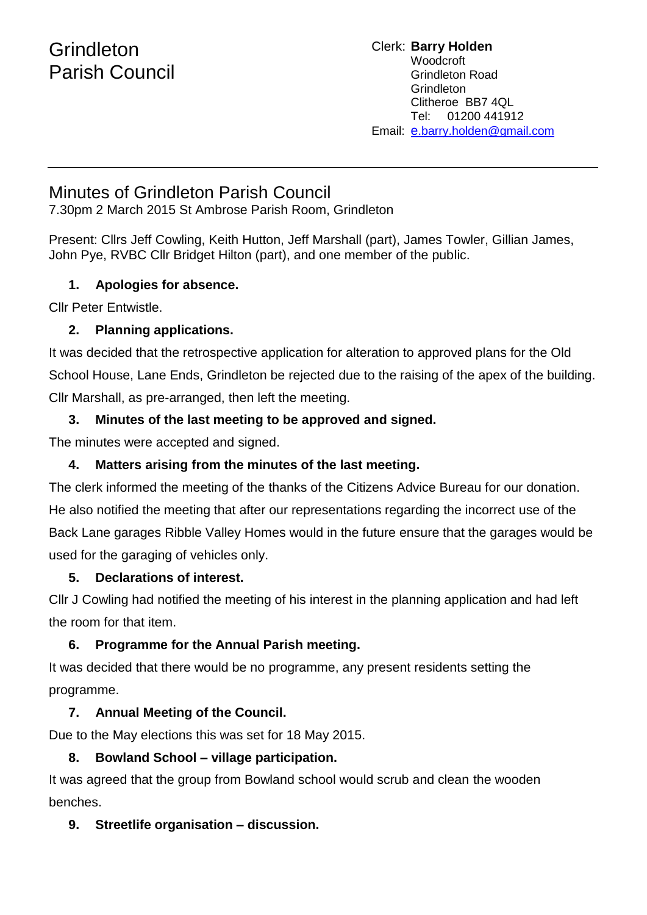# Grindleton Parish Council

Clerk: **Barry Holden**
Woodcroft
Grindleton Road
Grindleton
Clitheroe BB7 4QL
Tel: 01200 441912
Email: e.barry.holden@gmail.com

---

## Minutes of Grindleton Parish Council

7.30pm 2 March 2015 St Ambrose Parish Room, Grindleton

Present: Cllrs Jeff Cowling, Keith Hutton, Jeff Marshall (part), James Towler, Gillian James, John Pye, RVBC Cllr Bridget Hilton (part), and one member of the public.

1. **Apologies for absence.**

Cllr Peter Entwistle.

2. **Planning applications.**

It was decided that the retrospective application for alteration to approved plans for the Old School House, Lane Ends, Grindleton be rejected due to the raising of the apex of the building. Cllr Marshall, as pre-arranged, then left the meeting.

3. **Minutes of the last meeting to be approved and signed.**

The minutes were accepted and signed.

4. **Matters arising from the minutes of the last meeting.**

The clerk informed the meeting of the thanks of the Citizens Advice Bureau for our donation. He also notified the meeting that after our representations regarding the incorrect use of the Back Lane garages Ribble Valley Homes would in the future ensure that the garages would be used for the garaging of vehicles only.

5. **Declarations of interest.**

Cllr J Cowling had notified the meeting of his interest in the planning application and had left the room for that item.

6. **Programme for the Annual Parish meeting.**

It was decided that there would be no programme, any present residents setting the programme.

7. **Annual Meeting of the Council.**

Due to the May elections this was set for 18 May 2015.

8. **Bowland School – village participation.**

It was agreed that the group from Bowland school would scrub and clean the wooden benches.

9. **Streetlife organisation – discussion.**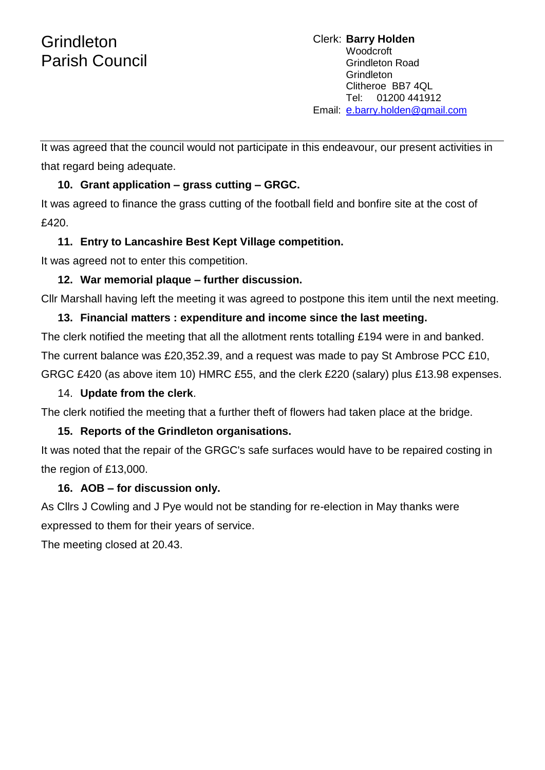# Grindleton Parish Council

Clerk: **Barry Holden**
Woodcroft
Grindleton Road
Grindleton
Clitheroe BB7 4QL
Tel: 01200 441912
Email: e.barry.holden@gmail.com

---

It was agreed that the council would not participate in this endeavour, our present activities in that regard being adequate.

**10. Grant application – grass cutting – GRGC.**

It was agreed to finance the grass cutting of the football field and bonfire site at the cost of £420.

**11. Entry to Lancashire Best Kept Village competition.**

It was agreed not to enter this competition.

**12. War memorial plaque – further discussion.**

Cllr Marshall having left the meeting it was agreed to postpone this item until the next meeting.

**13. Financial matters : expenditure and income since the last meeting.**

The clerk notified the meeting that all the allotment rents totalling £194 were in and banked. The current balance was £20,352.39, and a request was made to pay St Ambrose PCC £10, GRGC £420 (as above item 10) HMRC £55, and the clerk £220 (salary) plus £13.98 expenses.

14. **Update from the clerk**.

The clerk notified the meeting that a further theft of flowers had taken place at the bridge.

**15. Reports of the Grindleton organisations.**

It was noted that the repair of the GRGC's safe surfaces would have to be repaired costing in the region of £13,000.

**16. AOB – for discussion only.**

As Cllrs J Cowling and J Pye would not be standing for re-election in May thanks were expressed to them for their years of service.

The meeting closed at 20.43.